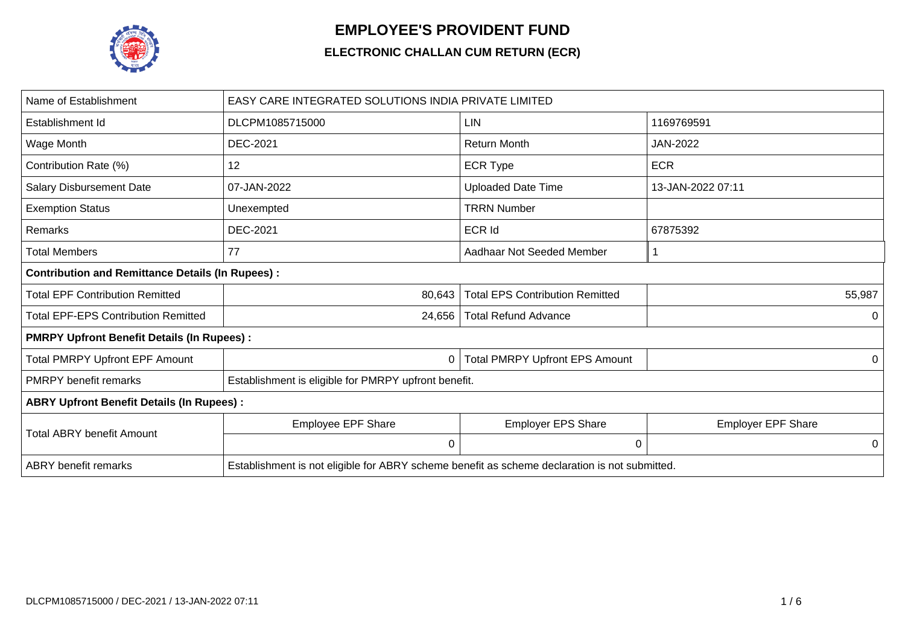# EMPLOYEE'S PROVIDENT FUND

## ELECTRONIC CHALLAN CUM RETURN (ECR)

| Name of Establishment | EASY CARE INTEGRATED SOLUTIONS INDIA PRIVATE LIMITED | | |
|---|---|---|---|
| Establishment Id | DLCPM1085715000 | LIN | 1169769591 |
| Wage Month | DEC-2021 | Return Month | JAN-2022 |
| Contribution Rate (%) | 12 | ECR Type | ECR |
| Salary Disbursement Date | 07-JAN-2022 | Uploaded Date Time | 13-JAN-2022 07:11 |
| Exemption Status | Unexempted | TRRN Number | |
| Remarks | DEC-2021 | ECR Id | 67875392 |
| Total Members | 77 | Aadhaar Not Seeded Member | 1 |
| **Contribution and Remittance Details (In Rupees) :** | | | |
| Total EPF Contribution Remitted | 80,643 | Total EPS Contribution Remitted | 55,987 |
| Total EPF-EPS Contribution Remitted | 24,656 | Total Refund Advance | 0 |
| **PMRPY Upfront Benefit Details (In Rupees) :** | | | |
| Total PMRPY Upfront EPF Amount | 0 | Total PMRPY Upfront EPS Amount | 0 |
| PMRPY benefit remarks | Establishment is eligible for PMRPY upfront benefit. | | |
| **ABRY Upfront Benefit Details (In Rupees) :** | | | |
| Total ABRY benefit Amount | Employee EPF Share | Employer EPS Share | Employer EPF Share |
| | 0 | 0 | 0 |
| ABRY benefit remarks | Establishment is not eligible for ABRY scheme benefit as scheme declaration is not submitted. | | |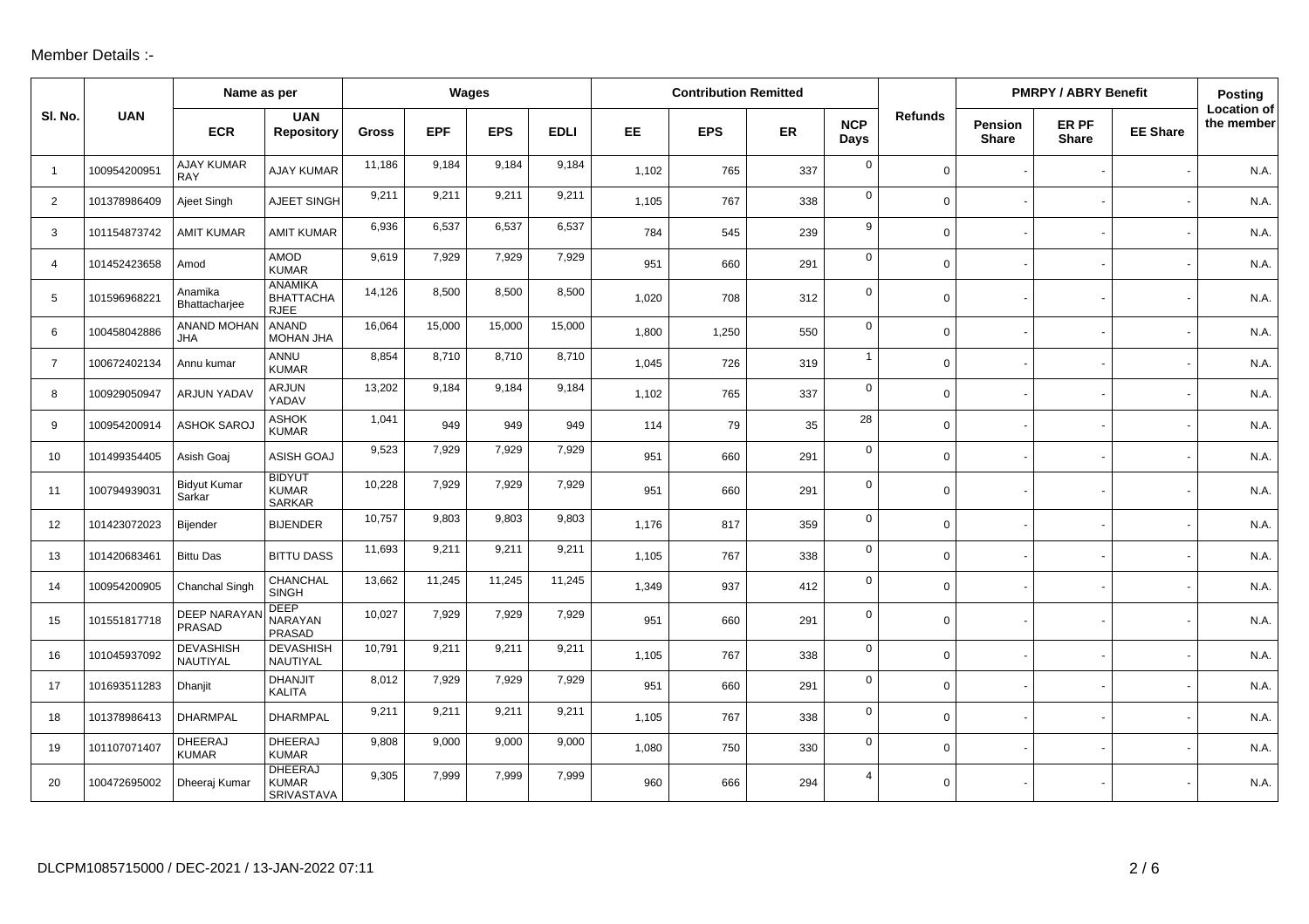Member Details :-

| Sl. No. | UAN | Name as per | | Wages | | | | Contribution Remitted | | | | Refunds | PMRPY / ABRY Benefit | | | Posting Location of the member |
|---|---|---|---|---|---|---|---|---|---|---|---|---|---|---|---|---|
| | | ECR | UAN Repository | Gross | EPF | EPS | EDLI | EE | EPS | ER | NCP Days | | Pension Share | ER PF Share | EE Share | |
| 1 | 100954200951 | AJAY KUMAR RAY | AJAY KUMAR | 11,186 | 9,184 | 9,184 | 9,184 | 1,102 | 765 | 337 | 0 | 0 | - | - | - | N.A. |
| 2 | 101378986409 | Ajeet Singh | AJEET SINGH | 9,211 | 9,211 | 9,211 | 9,211 | 1,105 | 767 | 338 | 0 | 0 | - | - | - | N.A. |
| 3 | 101154873742 | AMIT KUMAR | AMIT KUMAR | 6,936 | 6,537 | 6,537 | 6,537 | 784 | 545 | 239 | 9 | 0 | - | - | - | N.A. |
| 4 | 101452423658 | Amod | AMOD KUMAR | 9,619 | 7,929 | 7,929 | 7,929 | 951 | 660 | 291 | 0 | 0 | - | - | - | N.A. |
| 5 | 101596968221 | Anamika Bhattacharjee | ANAMIKA BHATTACHARJEE | 14,126 | 8,500 | 8,500 | 8,500 | 1,020 | 708 | 312 | 0 | 0 | - | - | - | N.A. |
| 6 | 100458042886 | ANAND MOHAN JHA | ANAND MOHAN JHA | 16,064 | 15,000 | 15,000 | 15,000 | 1,800 | 1,250 | 550 | 0 | 0 | - | - | - | N.A. |
| 7 | 100672402134 | Annu kumar | ANNU KUMAR | 8,854 | 8,710 | 8,710 | 8,710 | 1,045 | 726 | 319 | 1 | 0 | - | - | - | N.A. |
| 8 | 100929050947 | ARJUN YADAV | ARJUN YADAV | 13,202 | 9,184 | 9,184 | 9,184 | 1,102 | 765 | 337 | 0 | 0 | - | - | - | N.A. |
| 9 | 100954200914 | ASHOK SAROJ | ASHOK KUMAR | 1,041 | 949 | 949 | 949 | 114 | 79 | 35 | 28 | 0 | - | - | - | N.A. |
| 10 | 101499354405 | Asish Goaj | ASISH GOAJ | 9,523 | 7,929 | 7,929 | 7,929 | 951 | 660 | 291 | 0 | 0 | - | - | - | N.A. |
| 11 | 100794939031 | Bidyut Kumar Sarkar | BIDYUT KUMAR SARKAR | 10,228 | 7,929 | 7,929 | 7,929 | 951 | 660 | 291 | 0 | 0 | - | - | - | N.A. |
| 12 | 101423072023 | Bijender | BIJENDER | 10,757 | 9,803 | 9,803 | 9,803 | 1,176 | 817 | 359 | 0 | 0 | - | - | - | N.A. |
| 13 | 101420683461 | Bittu Das | BITTU DASS | 11,693 | 9,211 | 9,211 | 9,211 | 1,105 | 767 | 338 | 0 | 0 | - | - | - | N.A. |
| 14 | 100954200905 | Chanchal Singh | CHANCHAL SINGH | 13,662 | 11,245 | 11,245 | 11,245 | 1,349 | 937 | 412 | 0 | 0 | - | - | - | N.A. |
| 15 | 101551817718 | DEEP NARAYAN PRASAD | DEEP NARAYAN PRASAD | 10,027 | 7,929 | 7,929 | 7,929 | 951 | 660 | 291 | 0 | 0 | - | - | - | N.A. |
| 16 | 101045937092 | DEVASHISH NAUTIYAL | DEVASHISH NAUTIYAL | 10,791 | 9,211 | 9,211 | 9,211 | 1,105 | 767 | 338 | 0 | 0 | - | - | - | N.A. |
| 17 | 101693511283 | Dhanjit | DHANJIT KALITA | 8,012 | 7,929 | 7,929 | 7,929 | 951 | 660 | 291 | 0 | 0 | - | - | - | N.A. |
| 18 | 101378986413 | DHARMPAL | DHARMPAL | 9,211 | 9,211 | 9,211 | 9,211 | 1,105 | 767 | 338 | 0 | 0 | - | - | - | N.A. |
| 19 | 101107071407 | DHEERAJ KUMAR | DHEERAJ KUMAR | 9,808 | 9,000 | 9,000 | 9,000 | 1,080 | 750 | 330 | 0 | 0 | - | - | - | N.A. |
| 20 | 100472695002 | Dheeraj Kumar | DHEERAJ KUMAR SRIVASTAVA | 9,305 | 7,999 | 7,999 | 7,999 | 960 | 666 | 294 | 4 | 0 | - | - | - | N.A. |

DLCPM1085715000 / DEC-2021 / 13-JAN-2022 07:11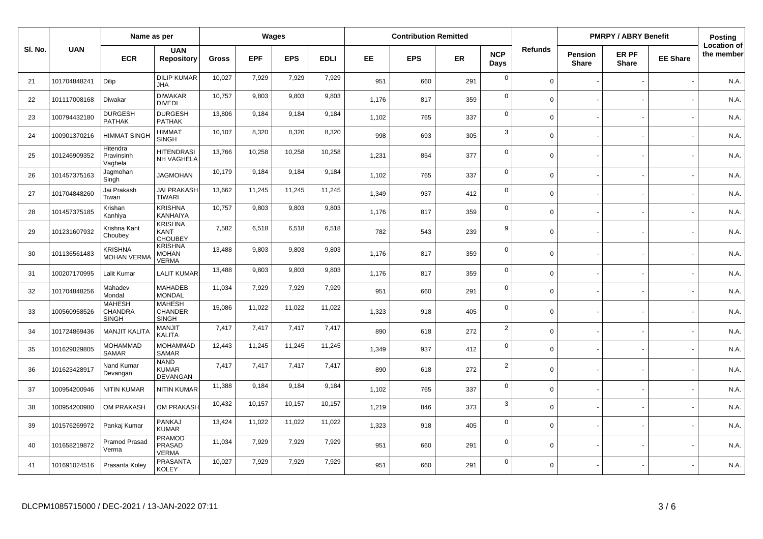| Sl. No. | UAN | Name as per | | Wages | | | | Contribution Remitted | | | | Refunds | PMRPY / ABRY Benefit | | | Posting Location of the member |
|---|---|---|---|---|---|---|---|---|---|---|---|---|---|---|---|---|
| | | ECR | UAN Repository | Gross | EPF | EPS | EDLI | EE | EPS | ER | NCP Days | | Pension Share | ER PF Share | EE Share | |
| 21 | 101704848241 | Dilip | DILIP KUMAR JHA | 10,027 | 7,929 | 7,929 | 7,929 | 951 | 660 | 291 | 0 | 0 | - | - | - | N.A. |
| 22 | 101117008168 | Diwakar | DIWAKAR DIVEDI | 10,757 | 9,803 | 9,803 | 9,803 | 1,176 | 817 | 359 | 0 | 0 | - | - | - | N.A. |
| 23 | 100794432180 | DURGESH PATHAK | DURGESH PATHAK | 13,806 | 9,184 | 9,184 | 9,184 | 1,102 | 765 | 337 | 0 | 0 | - | - | - | N.A. |
| 24 | 100901370216 | HIMMAT SINGH | HIMMAT SINGH | 10,107 | 8,320 | 8,320 | 8,320 | 998 | 693 | 305 | 3 | 0 | - | - | - | N.A. |
| 25 | 101246909352 | Hitendra Pravinsinh Vaghela | HITENDRASI NH VAGHELA | 13,766 | 10,258 | 10,258 | 10,258 | 1,231 | 854 | 377 | 0 | 0 | - | - | - | N.A. |
| 26 | 101457375163 | Jagmohan Singh | JAGMOHAN | 10,179 | 9,184 | 9,184 | 9,184 | 1,102 | 765 | 337 | 0 | 0 | - | - | - | N.A. |
| 27 | 101704848260 | Jai Prakash Tiwari | JAI PRAKASH TIWARI | 13,662 | 11,245 | 11,245 | 11,245 | 1,349 | 937 | 412 | 0 | 0 | - | - | - | N.A. |
| 28 | 101457375185 | Krishan Kanhiya | KRISHNA KANHAIYA | 10,757 | 9,803 | 9,803 | 9,803 | 1,176 | 817 | 359 | 0 | 0 | - | - | - | N.A. |
| 29 | 101231607932 | Krishna Kant Choubey | KRISHNA KANT CHOUBEY | 7,582 | 6,518 | 6,518 | 6,518 | 782 | 543 | 239 | 9 | 0 | - | - | - | N.A. |
| 30 | 101136561483 | KRISHNA MOHAN VERMA | KRISHNA MOHAN VERMA | 13,488 | 9,803 | 9,803 | 9,803 | 1,176 | 817 | 359 | 0 | 0 | - | - | - | N.A. |
| 31 | 100207170995 | Lalit Kumar | LALIT KUMAR | 13,488 | 9,803 | 9,803 | 9,803 | 1,176 | 817 | 359 | 0 | 0 | - | - | - | N.A. |
| 32 | 101704848256 | Mahadev Mondal | MAHADEB MONDAL | 11,034 | 7,929 | 7,929 | 7,929 | 951 | 660 | 291 | 0 | 0 | - | - | - | N.A. |
| 33 | 100560958526 | MAHESH CHANDRA SINGH | MAHESH CHANDER SINGH | 15,086 | 11,022 | 11,022 | 11,022 | 1,323 | 918 | 405 | 0 | 0 | - | - | - | N.A. |
| 34 | 101724869436 | MANJIT KALITA | MANJIT KALITA | 7,417 | 7,417 | 7,417 | 7,417 | 890 | 618 | 272 | 2 | 0 | - | - | - | N.A. |
| 35 | 101629029805 | MOHAMMAD SAMAR | MOHAMMAD SAMAR | 12,443 | 11,245 | 11,245 | 11,245 | 1,349 | 937 | 412 | 0 | 0 | - | - | - | N.A. |
| 36 | 101623428917 | Nand Kumar Devangan | NAND KUMAR DEVANGAN | 7,417 | 7,417 | 7,417 | 7,417 | 890 | 618 | 272 | 2 | 0 | - | - | - | N.A. |
| 37 | 100954200946 | NITIN KUMAR | NITIN KUMAR | 11,388 | 9,184 | 9,184 | 9,184 | 1,102 | 765 | 337 | 0 | 0 | - | - | - | N.A. |
| 38 | 100954200980 | OM PRAKASH | OM PRAKASH | 10,432 | 10,157 | 10,157 | 10,157 | 1,219 | 846 | 373 | 3 | 0 | - | - | - | N.A. |
| 39 | 101576269972 | Pankaj Kumar | PANKAJ KUMAR | 13,424 | 11,022 | 11,022 | 11,022 | 1,323 | 918 | 405 | 0 | 0 | - | - | - | N.A. |
| 40 | 101658219872 | Pramod Prasad Verma | PRAMOD PRASAD VERMA | 11,034 | 7,929 | 7,929 | 7,929 | 951 | 660 | 291 | 0 | 0 | - | - | - | N.A. |
| 41 | 101691024516 | Prasanta Koley | PRASANTA KOLEY | 10,027 | 7,929 | 7,929 | 7,929 | 951 | 660 | 291 | 0 | 0 | - | - | - | N.A. |

DLCPM1085715000 / DEC-2021 / 13-JAN-2022 07:11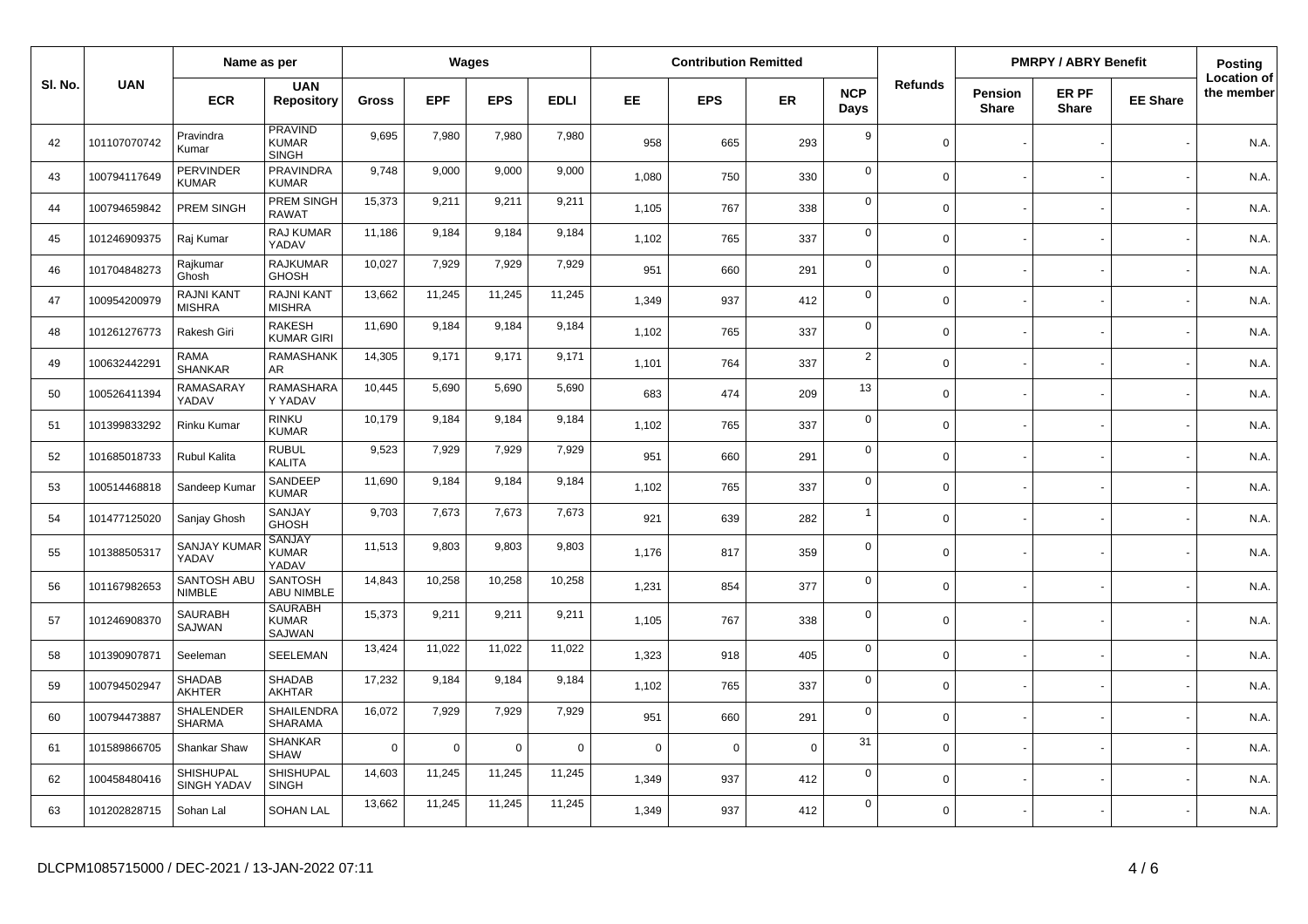| Sl. No. | UAN | Name as per | | Wages | | | | Contribution Remitted | | | | Refunds | PMRPY / ABRY Benefit | | | Posting Location of the member |
|---|---|---|---|---|---|---|---|---|---|---|---|---|---|---|---|---|
| | | ECR | UAN Repository | Gross | EPF | EPS | EDLI | EE | EPS | ER | NCP Days | | Pension Share | ER PF Share | EE Share | |
| 42 | 101107070742 | Pravindra Kumar | PRAVIND KUMAR SINGH | 9,695 | 7,980 | 7,980 | 7,980 | 958 | 665 | 293 | 9 | 0 | - | - | - | N.A. |
| 43 | 100794117649 | PERVINDER KUMAR | PRAVINDRA KUMAR | 9,748 | 9,000 | 9,000 | 9,000 | 1,080 | 750 | 330 | 0 | 0 | - | - | - | N.A. |
| 44 | 100794659842 | PREM SINGH | PREM SINGH RAWAT | 15,373 | 9,211 | 9,211 | 9,211 | 1,105 | 767 | 338 | 0 | 0 | - | - | - | N.A. |
| 45 | 101246909375 | Raj Kumar | RAJ KUMAR YADAV | 11,186 | 9,184 | 9,184 | 9,184 | 1,102 | 765 | 337 | 0 | 0 | - | - | - | N.A. |
| 46 | 101704848273 | Rajkumar Ghosh | RAJKUMAR GHOSH | 10,027 | 7,929 | 7,929 | 7,929 | 951 | 660 | 291 | 0 | 0 | - | - | - | N.A. |
| 47 | 100954200979 | RAJNI KANT MISHRA | RAJNI KANT MISHRA | 13,662 | 11,245 | 11,245 | 11,245 | 1,349 | 937 | 412 | 0 | 0 | - | - | - | N.A. |
| 48 | 101261276773 | Rakesh Giri | RAKESH KUMAR GIRI | 11,690 | 9,184 | 9,184 | 9,184 | 1,102 | 765 | 337 | 0 | 0 | - | - | - | N.A. |
| 49 | 100632442291 | RAMA SHANKAR | RAMASHANK AR | 14,305 | 9,171 | 9,171 | 9,171 | 1,101 | 764 | 337 | 2 | 0 | - | - | - | N.A. |
| 50 | 100526411394 | RAMASARAY YADAV | RAMASHARA Y YADAV | 10,445 | 5,690 | 5,690 | 5,690 | 683 | 474 | 209 | 13 | 0 | - | - | - | N.A. |
| 51 | 101399833292 | Rinku Kumar | RINKU KUMAR | 10,179 | 9,184 | 9,184 | 9,184 | 1,102 | 765 | 337 | 0 | 0 | - | - | - | N.A. |
| 52 | 101685018733 | Rubul Kalita | RUBUL KALITA | 9,523 | 7,929 | 7,929 | 7,929 | 951 | 660 | 291 | 0 | 0 | - | - | - | N.A. |
| 53 | 100514468818 | Sandeep Kumar | SANDEEP KUMAR | 11,690 | 9,184 | 9,184 | 9,184 | 1,102 | 765 | 337 | 0 | 0 | - | - | - | N.A. |
| 54 | 101477125020 | Sanjay Ghosh | SANJAY GHOSH | 9,703 | 7,673 | 7,673 | 7,673 | 921 | 639 | 282 | 1 | 0 | - | - | - | N.A. |
| 55 | 101388505317 | SANJAY KUMAR YADAV | SANJAY KUMAR YADAV | 11,513 | 9,803 | 9,803 | 9,803 | 1,176 | 817 | 359 | 0 | 0 | - | - | - | N.A. |
| 56 | 101167982653 | SANTOSH ABU NIMBLE | SANTOSH ABU NIMBLE | 14,843 | 10,258 | 10,258 | 10,258 | 1,231 | 854 | 377 | 0 | 0 | - | - | - | N.A. |
| 57 | 101246908370 | SAURABH SAJWAN | SAURABH KUMAR SAJWAN | 15,373 | 9,211 | 9,211 | 9,211 | 1,105 | 767 | 338 | 0 | 0 | - | - | - | N.A. |
| 58 | 101390907871 | Seeleman | SEELEMAN | 13,424 | 11,022 | 11,022 | 11,022 | 1,323 | 918 | 405 | 0 | 0 | - | - | - | N.A. |
| 59 | 100794502947 | SHADAB AKHTER | SHADAB AKHTAR | 17,232 | 9,184 | 9,184 | 9,184 | 1,102 | 765 | 337 | 0 | 0 | - | - | - | N.A. |
| 60 | 100794473887 | SHALENDER SHARMA | SHAILENDRA SHARAMA | 16,072 | 7,929 | 7,929 | 7,929 | 951 | 660 | 291 | 0 | 0 | - | - | - | N.A. |
| 61 | 101589866705 | Shankar Shaw | SHANKAR SHAW | 0 | 0 | 0 | 0 | 0 | 0 | 0 | 31 | 0 | - | - | - | N.A. |
| 62 | 100458480416 | SHISHUPAL SINGH YADAV | SHISHUPAL SINGH | 14,603 | 11,245 | 11,245 | 11,245 | 1,349 | 937 | 412 | 0 | 0 | - | - | - | N.A. |
| 63 | 101202828715 | Sohan Lal | SOHAN LAL | 13,662 | 11,245 | 11,245 | 11,245 | 1,349 | 937 | 412 | 0 | 0 | - | - | - | N.A. |

DLCPM1085715000 / DEC-2021 / 13-JAN-2022 07:11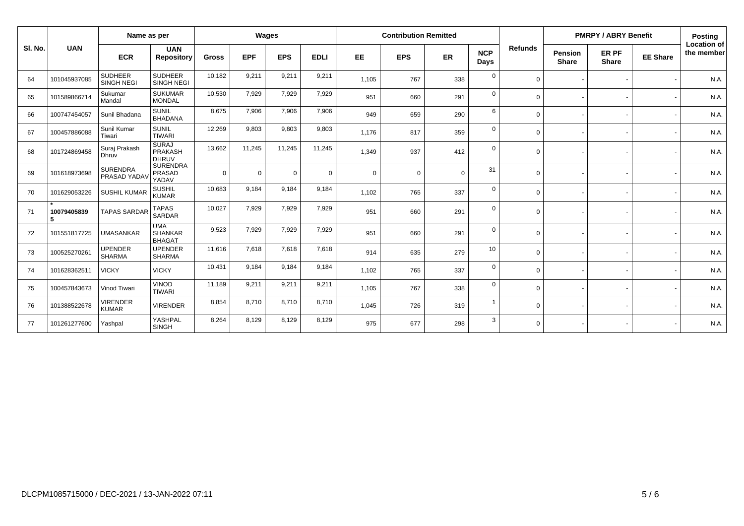| Sl. No. | UAN | Name as per | | Wages | | | | Contribution Remitted | | | | Refunds | PMRPY / ABRY Benefit | | | Posting Location of the member |
|---|---|---|---|---|---|---|---|---|---|---|---|---|---|---|---|---|
| | | ECR | UAN Repository | Gross | EPF | EPS | EDLI | EE | EPS | ER | NCP Days | | Pension Share | ER PF Share | EE Share | |
| 64 | 101045937085 | SUDHEER SINGH NEGI | SUDHEER SINGH NEGI | 10,182 | 9,211 | 9,211 | 9,211 | 1,105 | 767 | 338 | 0 | 0 | - | - | - | N.A. |
| 65 | 101589866714 | Sukumar Mandal | SUKUMAR MONDAL | 10,530 | 7,929 | 7,929 | 7,929 | 951 | 660 | 291 | 0 | 0 | - | - | - | N.A. |
| 66 | 100747454057 | Sunil Bhadana | SUNIL BHADANA | 8,675 | 7,906 | 7,906 | 7,906 | 949 | 659 | 290 | 6 | 0 | - | - | - | N.A. |
| 67 | 100457886088 | Sunil Kumar Tiwari | SUNIL TIWARI | 12,269 | 9,803 | 9,803 | 9,803 | 1,176 | 817 | 359 | 0 | 0 | - | - | - | N.A. |
| 68 | 101724869458 | Suraj Prakash Dhruv | SURAJ PRAKASH DHRUV | 13,662 | 11,245 | 11,245 | 11,245 | 1,349 | 937 | 412 | 0 | 0 | - | - | - | N.A. |
| 69 | 101618973698 | SURENDRA PRASAD YADAV | SURENDRA PRASAD YADAV | 0 | 0 | 0 | 0 | 0 | 0 | 0 | 31 | 0 | - | - | - | N.A. |
| 70 | 101629053226 | SUSHIL KUMAR | SUSHIL KUMAR | 10,683 | 9,184 | 9,184 | 9,184 | 1,102 | 765 | 337 | 0 | 0 | - | - | - | N.A. |
| 71 | **\*100794058395** | TAPAS SARDAR | TAPAS SARDAR | 10,027 | 7,929 | 7,929 | 7,929 | 951 | 660 | 291 | 0 | 0 | - | - | - | N.A. |
| 72 | 101551817725 | UMASANKAR | UMA SHANKAR BHAGAT | 9,523 | 7,929 | 7,929 | 7,929 | 951 | 660 | 291 | 0 | 0 | - | - | - | N.A. |
| 73 | 100525270261 | UPENDER SHARMA | UPENDER SHARMA | 11,616 | 7,618 | 7,618 | 7,618 | 914 | 635 | 279 | 10 | 0 | - | - | - | N.A. |
| 74 | 101628362511 | VICKY | VICKY | 10,431 | 9,184 | 9,184 | 9,184 | 1,102 | 765 | 337 | 0 | 0 | - | - | - | N.A. |
| 75 | 100457843673 | Vinod Tiwari | VINOD TIWARI | 11,189 | 9,211 | 9,211 | 9,211 | 1,105 | 767 | 338 | 0 | 0 | - | - | - | N.A. |
| 76 | 101388522678 | VIRENDER KUMAR | VIRENDER | 8,854 | 8,710 | 8,710 | 8,710 | 1,045 | 726 | 319 | 1 | 0 | - | - | - | N.A. |
| 77 | 101261277600 | Yashpal | YASHPAL SINGH | 8,264 | 8,129 | 8,129 | 8,129 | 975 | 677 | 298 | 3 | 0 | - | - | - | N.A. |

DLCPM1085715000 / DEC-2021 / 13-JAN-2022 07:11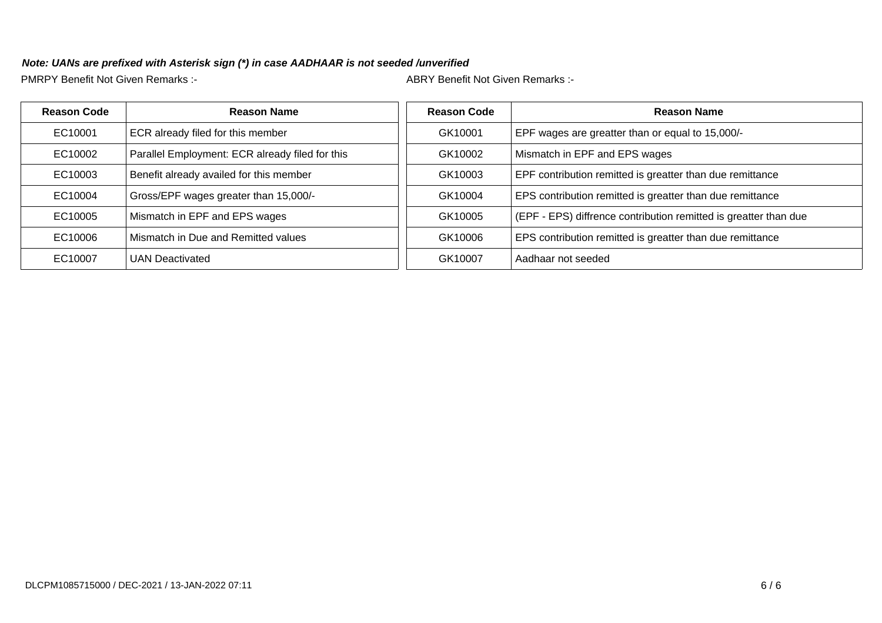***Note: UANs are prefixed with Asterisk sign (*) in case AADHAAR is not seeded /unverified***

PMRPY Benefit Not Given Remarks :-

| Reason Code | Reason Name |
|---|---|
| EC10001 | ECR already filed for this member |
| EC10002 | Parallel Employment: ECR already filed for this |
| EC10003 | Benefit already availed for this member |
| EC10004 | Gross/EPF wages greater than 15,000/- |
| EC10005 | Mismatch in EPF and EPS wages |
| EC10006 | Mismatch in Due and Remitted values |
| EC10007 | UAN Deactivated |

ABRY Benefit Not Given Remarks :-

| Reason Code | Reason Name |
|---|---|
| GK10001 | EPF wages are greatter than or equal to 15,000/- |
| GK10002 | Mismatch in EPF and EPS wages |
| GK10003 | EPF contribution remitted is greatter than due remittance |
| GK10004 | EPS contribution remitted is greatter than due remittance |
| GK10005 | (EPF - EPS) diffrence contribution remitted is greatter than due |
| GK10006 | EPS contribution remitted is greatter than due remittance |
| GK10007 | Aadhaar not seeded |

DLCPM1085715000 / DEC-2021 / 13-JAN-2022 07:11